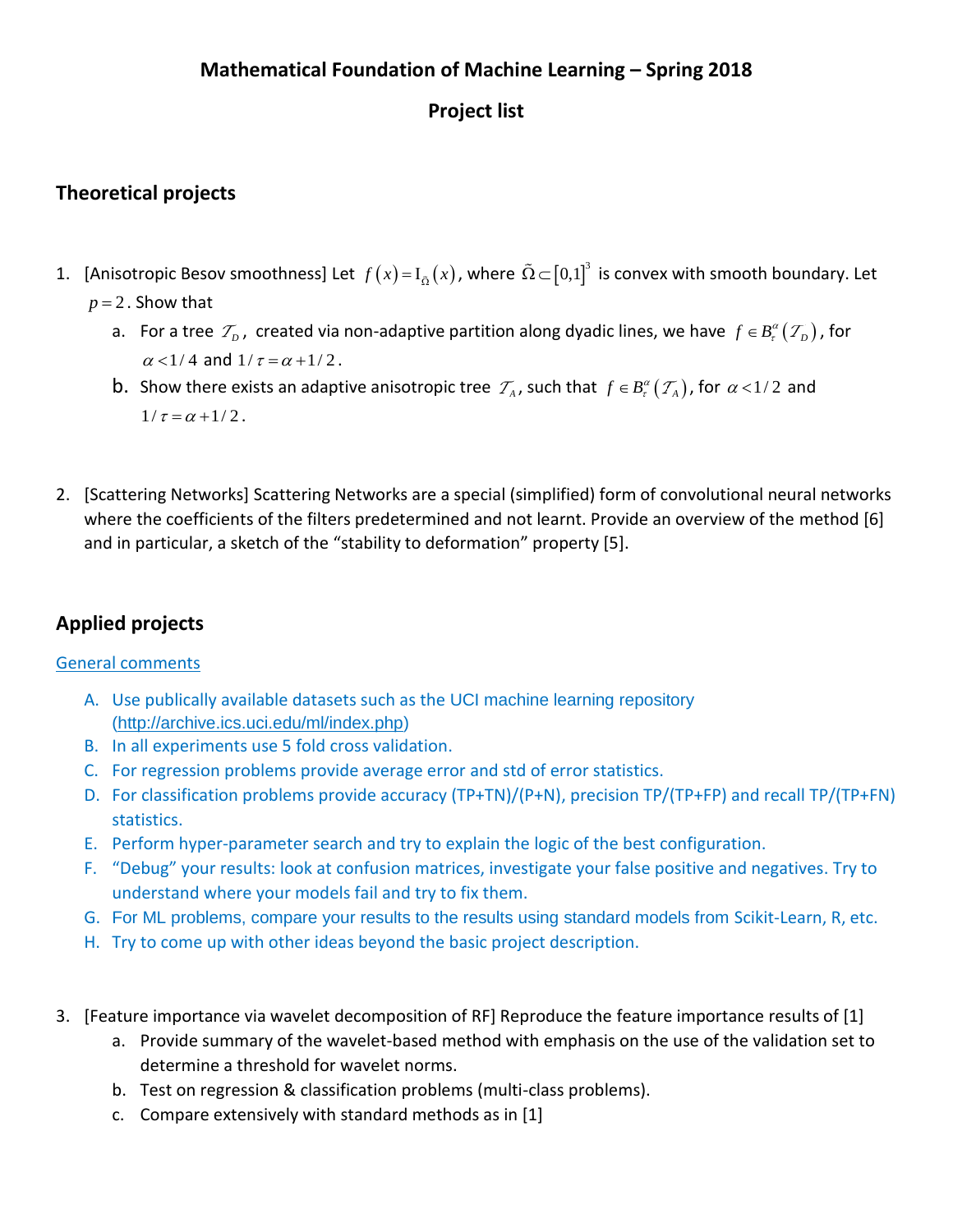# Mathematical Foundation of Machine Learning – Spring 2018

## Project list

### Theoretical projects

1. [Anisotropic Besov smoothness] Let $f(x) = I_{\tilde{\Omega}}(x)$, where $\tilde{\Omega} \subset [0,1]^3$ is convex with smooth boundary. Let $p = 2$. Show that
   a. For a tree $\mathcal{T}_D$, created via non-adaptive partition along dyadic lines, we have $f \in B_\tau^\alpha(\mathcal{T}_D)$, for $\alpha < 1/4$ and $1/\tau = \alpha + 1/2$.
   b. Show there exists an adaptive anisotropic tree $\mathcal{T}_A$, such that $f \in B_\tau^\alpha(\mathcal{T}_A)$, for $\alpha < 1/2$ and $1/\tau = \alpha + 1/2$.

2. [Scattering Networks] Scattering Networks are a special (simplified) form of convolutional neural networks where the coefficients of the filters predetermined and not learnt. Provide an overview of the method [6] and in particular, a sketch of the "stability to deformation" property [5].

### Applied projects

General comments

A. Use publically available datasets such as the UCI machine learning repository (http://archive.ics.uci.edu/ml/index.php)
B. In all experiments use 5 fold cross validation.
C. For regression problems provide average error and std of error statistics.
D. For classification problems provide accuracy (TP+TN)/(P+N), precision TP/(TP+FP) and recall TP/(TP+FN) statistics.
E. Perform hyper-parameter search and try to explain the logic of the best configuration.
F. "Debug" your results: look at confusion matrices, investigate your false positive and negatives. Try to understand where your models fail and try to fix them.
G. For ML problems, compare your results to the results using standard models from Scikit-Learn, R, etc.
H. Try to come up with other ideas beyond the basic project description.

3. [Feature importance via wavelet decomposition of RF] Reproduce the feature importance results of [1]
   a. Provide summary of the wavelet-based method with emphasis on the use of the validation set to determine a threshold for wavelet norms.
   b. Test on regression & classification problems (multi-class problems).
   c. Compare extensively with standard methods as in [1]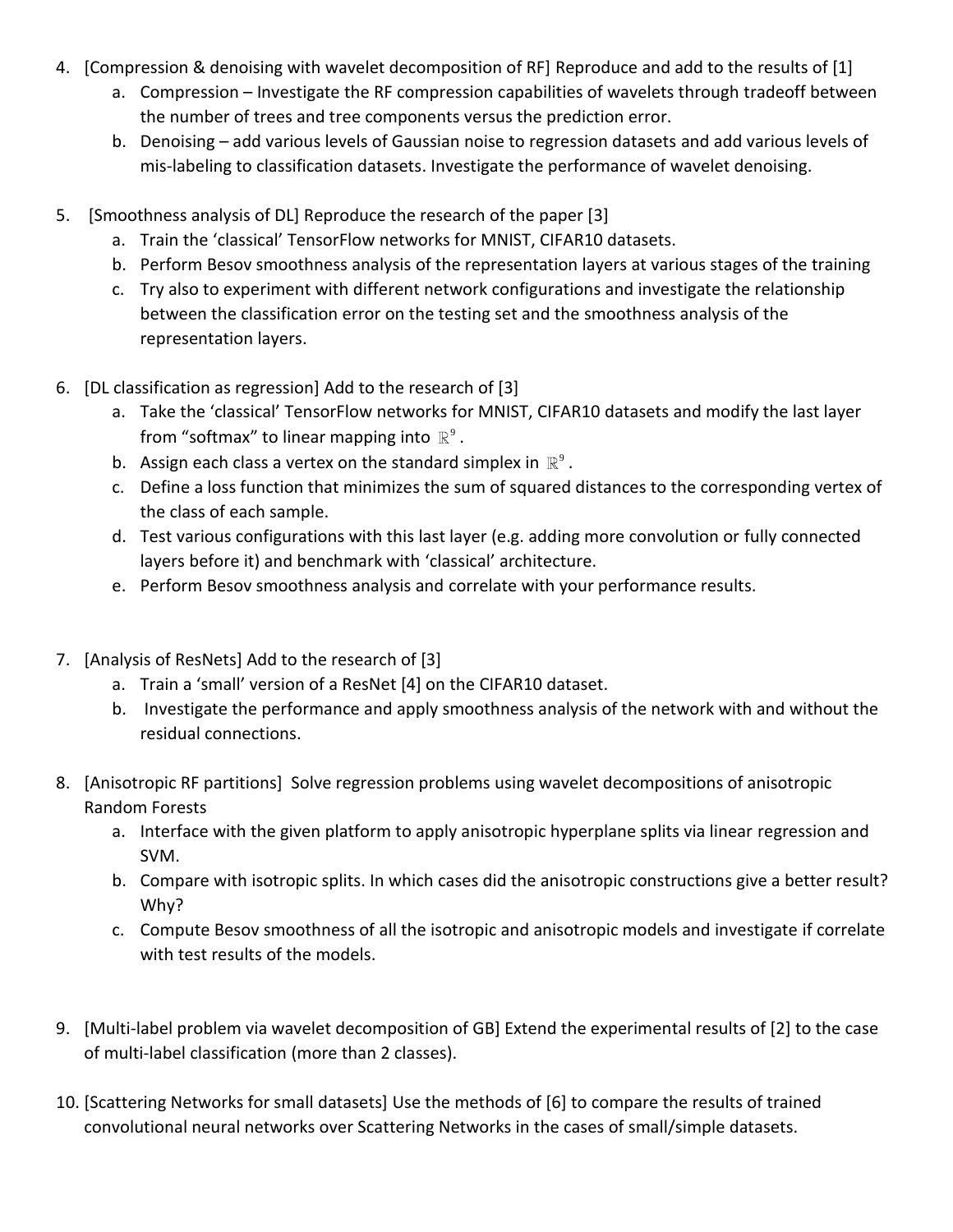4. [Compression & denoising with wavelet decomposition of RF] Reproduce and add to the results of [1]
    a. Compression – Investigate the RF compression capabilities of wavelets through tradeoff between the number of trees and tree components versus the prediction error.
    b. Denoising – add various levels of Gaussian noise to regression datasets and add various levels of mis-labeling to classification datasets. Investigate the performance of wavelet denoising.

5. [Smoothness analysis of DL] Reproduce the research of the paper [3]
    a. Train the 'classical' TensorFlow networks for MNIST, CIFAR10 datasets.
    b. Perform Besov smoothness analysis of the representation layers at various stages of the training
    c. Try also to experiment with different network configurations and investigate the relationship between the classification error on the testing set and the smoothness analysis of the representation layers.

6. [DL classification as regression] Add to the research of [3]
    a. Take the 'classical' TensorFlow networks for MNIST, CIFAR10 datasets and modify the last layer from "softmax" to linear mapping into $\mathbb{R}^9$.
    b. Assign each class a vertex on the standard simplex in $\mathbb{R}^9$.
    c. Define a loss function that minimizes the sum of squared distances to the corresponding vertex of the class of each sample.
    d. Test various configurations with this last layer (e.g. adding more convolution or fully connected layers before it) and benchmark with 'classical' architecture.
    e. Perform Besov smoothness analysis and correlate with your performance results.

7. [Analysis of ResNets] Add to the research of [3]
    a. Train a 'small' version of a ResNet [4] on the CIFAR10 dataset.
    b. Investigate the performance and apply smoothness analysis of the network with and without the residual connections.

8. [Anisotropic RF partitions] Solve regression problems using wavelet decompositions of anisotropic Random Forests
    a. Interface with the given platform to apply anisotropic hyperplane splits via linear regression and SVM.
    b. Compare with isotropic splits. In which cases did the anisotropic constructions give a better result? Why?
    c. Compute Besov smoothness of all the isotropic and anisotropic models and investigate if correlate with test results of the models.

9. [Multi-label problem via wavelet decomposition of GB] Extend the experimental results of [2] to the case of multi-label classification (more than 2 classes).

10. [Scattering Networks for small datasets] Use the methods of [6] to compare the results of trained convolutional neural networks over Scattering Networks in the cases of small/simple datasets.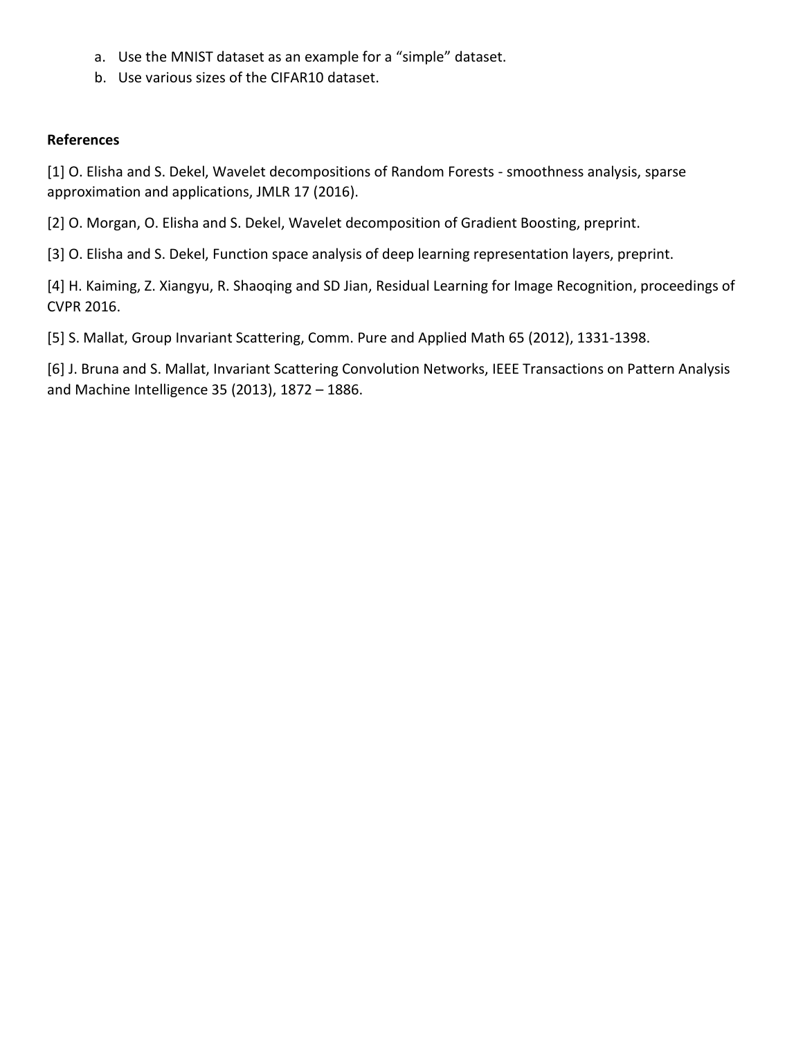a. Use the MNIST dataset as an example for a “simple” dataset.
b. Use various sizes of the CIFAR10 dataset.

**References**

[1] O. Elisha and S. Dekel, Wavelet decompositions of Random Forests - smoothness analysis, sparse approximation and applications, JMLR 17 (2016).

[2] O. Morgan, O. Elisha and S. Dekel, Wavelet decomposition of Gradient Boosting, preprint.

[3] O. Elisha and S. Dekel, Function space analysis of deep learning representation layers, preprint.

[4] H. Kaiming, Z. Xiangyu, R. Shaoqing and SD Jian, Residual Learning for Image Recognition, proceedings of CVPR 2016.

[5] S. Mallat, Group Invariant Scattering, Comm. Pure and Applied Math 65 (2012), 1331-1398.

[6] J. Bruna and S. Mallat, Invariant Scattering Convolution Networks, IEEE Transactions on Pattern Analysis and Machine Intelligence 35 (2013), 1872 – 1886.